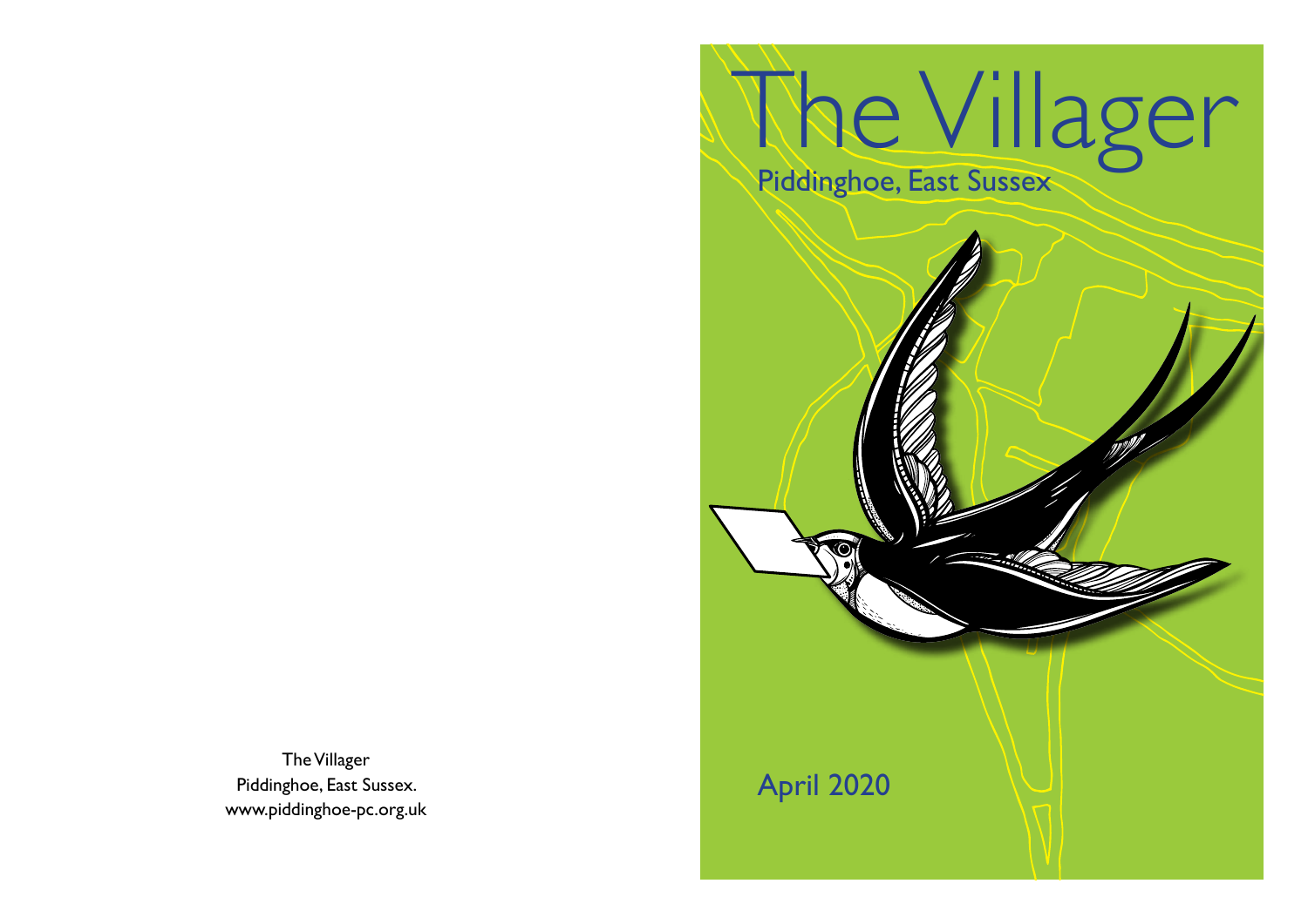The Villager
Piddinghoe, East Sussex.
www.piddinghoe-pc.org.uk

# The Villager

Piddinghoe, East Sussex

April 2020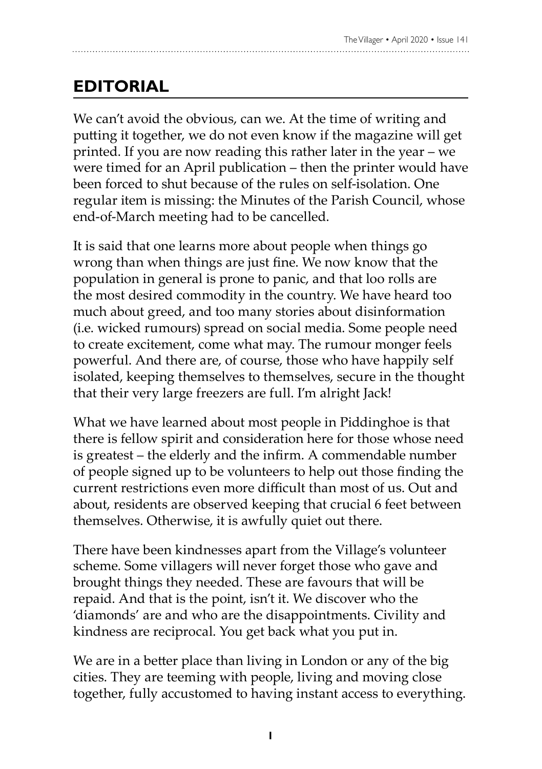## EDITORIAL

We can't avoid the obvious, can we. At the time of writing and putting it together, we do not even know if the magazine will get printed. If you are now reading this rather later in the year – we were timed for an April publication – then the printer would have been forced to shut because of the rules on self-isolation. One regular item is missing: the Minutes of the Parish Council, whose end-of-March meeting had to be cancelled.

It is said that one learns more about people when things go wrong than when things are just fine. We now know that the population in general is prone to panic, and that loo rolls are the most desired commodity in the country. We have heard too much about greed, and too many stories about disinformation (i.e. wicked rumours) spread on social media. Some people need to create excitement, come what may. The rumour monger feels powerful. And there are, of course, those who have happily self isolated, keeping themselves to themselves, secure in the thought that their very large freezers are full. I'm alright Jack!

What we have learned about most people in Piddinghoe is that there is fellow spirit and consideration here for those whose need is greatest – the elderly and the infirm. A commendable number of people signed up to be volunteers to help out those finding the current restrictions even more difficult than most of us. Out and about, residents are observed keeping that crucial 6 feet between themselves. Otherwise, it is awfully quiet out there.

There have been kindnesses apart from the Village's volunteer scheme. Some villagers will never forget those who gave and brought things they needed. These are favours that will be repaid. And that is the point, isn't it. We discover who the 'diamonds' are and who are the disappointments. Civility and kindness are reciprocal. You get back what you put in.

We are in a better place than living in London or any of the big cities. They are teeming with people, living and moving close together, fully accustomed to having instant access to everything.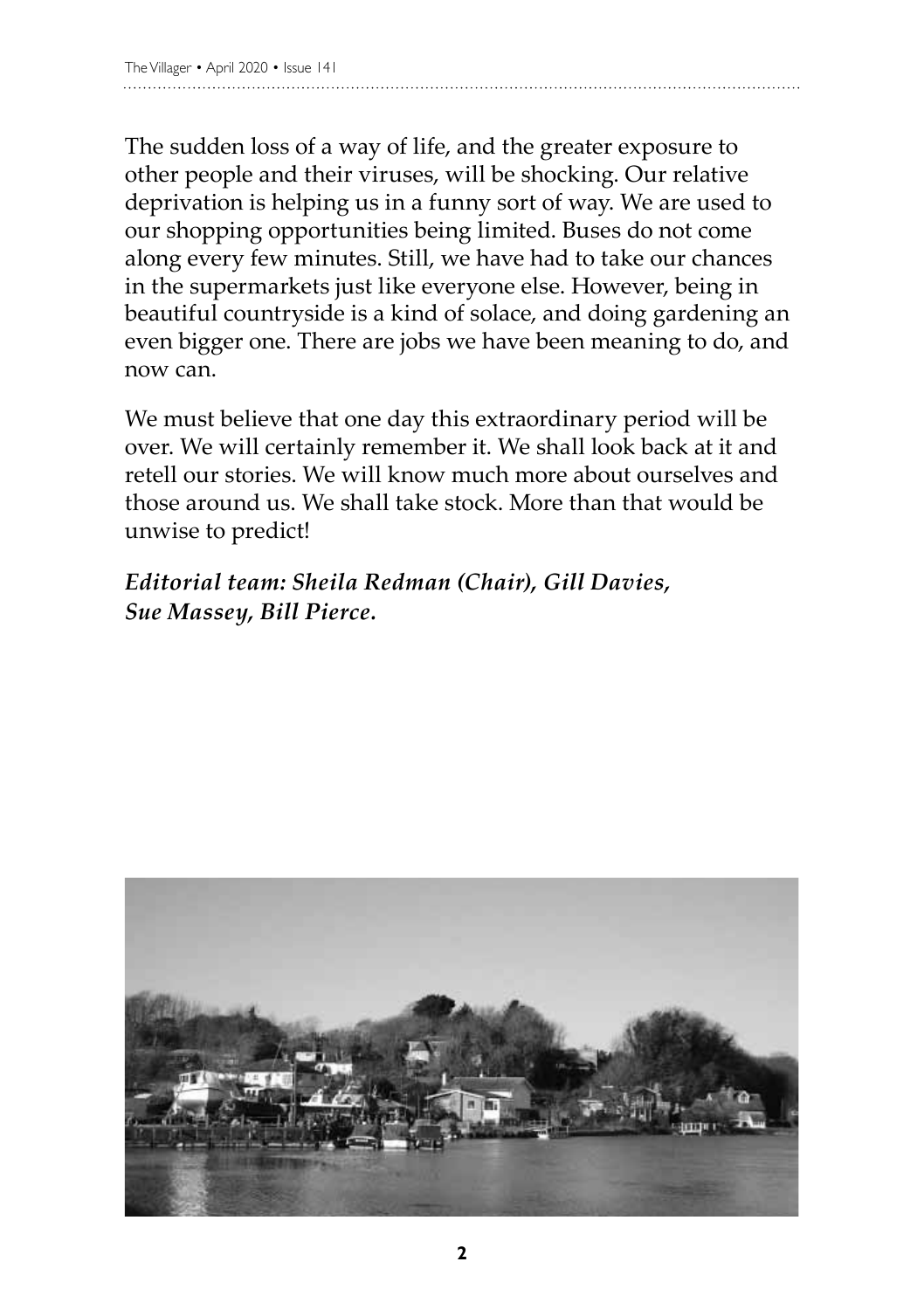The sudden loss of a way of life, and the greater exposure to other people and their viruses, will be shocking. Our relative deprivation is helping us in a funny sort of way. We are used to our shopping opportunities being limited. Buses do not come along every few minutes. Still, we have had to take our chances in the supermarkets just like everyone else. However, being in beautiful countryside is a kind of solace, and doing gardening an even bigger one. There are jobs we have been meaning to do, and now can.

We must believe that one day this extraordinary period will be over. We will certainly remember it. We shall look back at it and retell our stories. We will know much more about ourselves and those around us. We shall take stock. More than that would be unwise to predict!

***Editorial team: Sheila Redman (Chair), Gill Davies, Sue Massey, Bill Pierce.***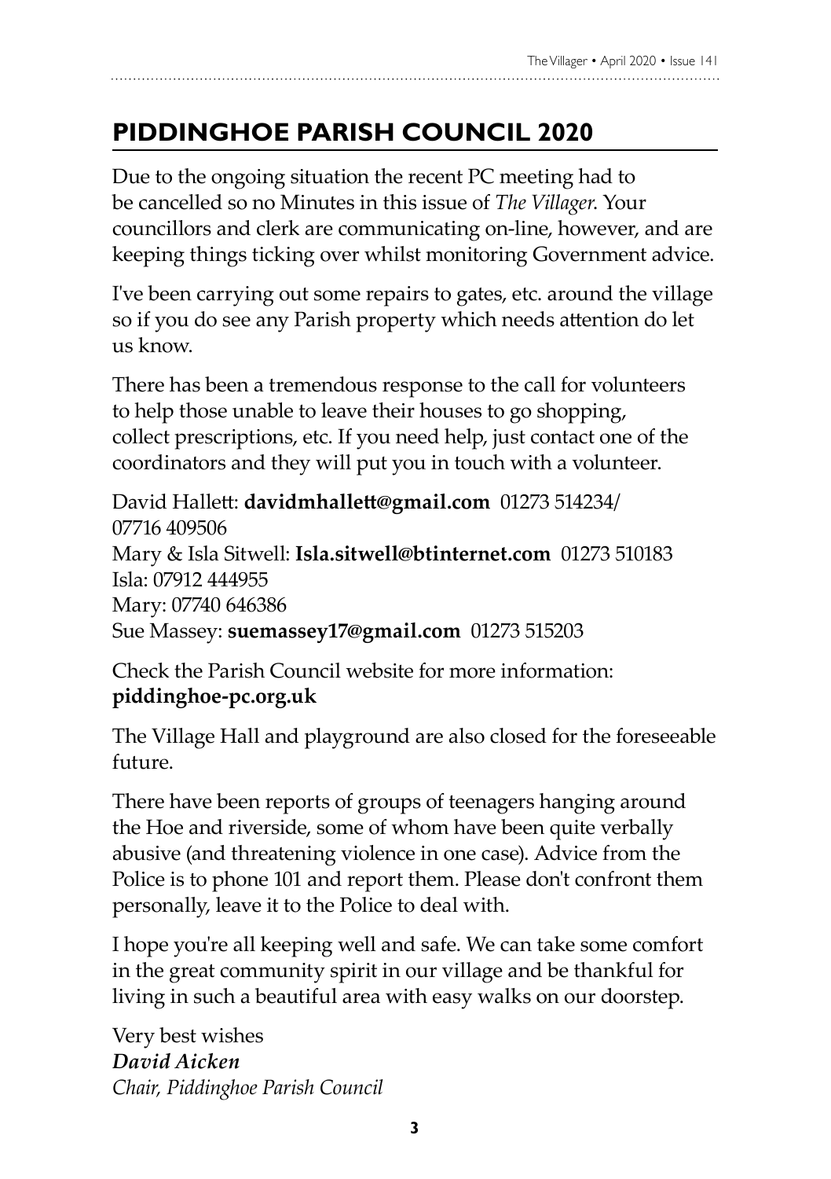## PIDDINGHOE PARISH COUNCIL 2020

Due to the ongoing situation the recent PC meeting had to be cancelled so no Minutes in this issue of *The Villager*. Your councillors and clerk are communicating on-line, however, and are keeping things ticking over whilst monitoring Government advice.

I've been carrying out some repairs to gates, etc. around the village so if you do see any Parish property which needs attention do let us know.

There has been a tremendous response to the call for volunteers to help those unable to leave their houses to go shopping, collect prescriptions, etc. If you need help, just contact one of the coordinators and they will put you in touch with a volunteer.

David Hallett: **davidmhallett@gmail.com** 01273 514234/ 07716 409506
Mary & Isla Sitwell: **Isla.sitwell@btinternet.com** 01273 510183
Isla: 07912 444955
Mary: 07740 646386
Sue Massey: **suemassey17@gmail.com** 01273 515203

Check the Parish Council website for more information: **piddinghoe-pc.org.uk**

The Village Hall and playground are also closed for the foreseeable future.

There have been reports of groups of teenagers hanging around the Hoe and riverside, some of whom have been quite verbally abusive (and threatening violence in one case). Advice from the Police is to phone 101 and report them. Please don't confront them personally, leave it to the Police to deal with.

I hope you're all keeping well and safe. We can take some comfort in the great community spirit in our village and be thankful for living in such a beautiful area with easy walks on our doorstep.

Very best wishes
***David Aicken***
*Chair, Piddinghoe Parish Council*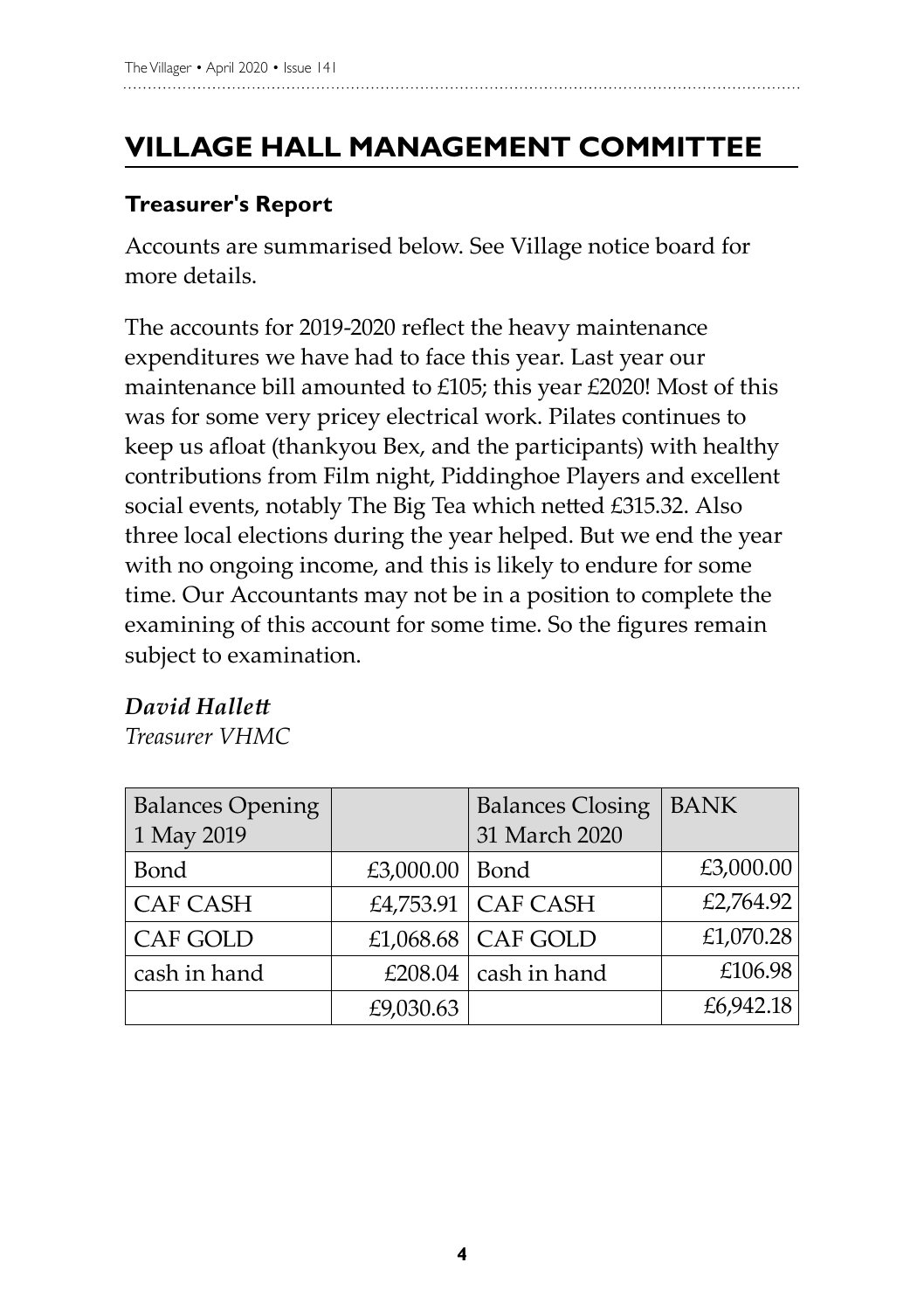# VILLAGE HALL MANAGEMENT COMMITTEE

**Treasurer's Report**

Accounts are summarised below. See Village notice board for more details.

The accounts for 2019-2020 reflect the heavy maintenance expenditures we have had to face this year. Last year our maintenance bill amounted to £105; this year £2020! Most of this was for some very pricey electrical work. Pilates continues to keep us afloat (thankyou Bex, and the participants) with healthy contributions from Film night, Piddinghoe Players and excellent social events, notably The Big Tea which netted £315.32. Also three local elections during the year helped. But we end the year with no ongoing income, and this is likely to endure for some time. Our Accountants may not be in a position to complete the examining of this account for some time. So the figures remain subject to examination.

***David Hallett***
*Treasurer VHMC*

| Balances Opening 1 May 2019 | | Balances Closing 31 March 2020 | BANK |
|---|---|---|---|
| Bond | £3,000.00 | Bond | £3,000.00 |
| CAF CASH | £4,753.91 | CAF CASH | £2,764.92 |
| CAF GOLD | £1,068.68 | CAF GOLD | £1,070.28 |
| cash in hand | £208.04 | cash in hand | £106.98 |
| | £9,030.63 | | £6,942.18 |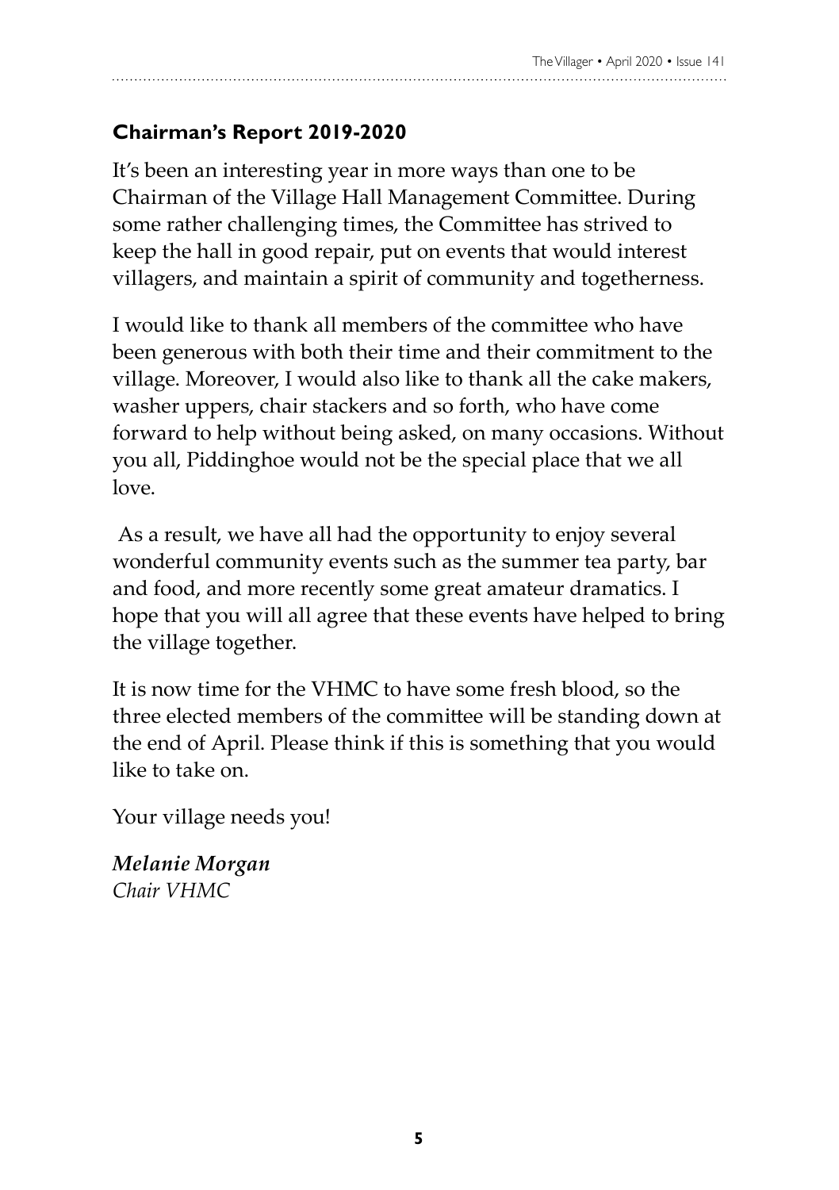## Chairman's Report 2019-2020

It's been an interesting year in more ways than one to be Chairman of the Village Hall Management Committee. During some rather challenging times, the Committee has strived to keep the hall in good repair, put on events that would interest villagers, and maintain a spirit of community and togetherness.

I would like to thank all members of the committee who have been generous with both their time and their commitment to the village. Moreover, I would also like to thank all the cake makers, washer uppers, chair stackers and so forth, who have come forward to help without being asked, on many occasions. Without you all, Piddinghoe would not be the special place that we all love.

As a result, we have all had the opportunity to enjoy several wonderful community events such as the summer tea party, bar and food, and more recently some great amateur dramatics. I hope that you will all agree that these events have helped to bring the village together.

It is now time for the VHMC to have some fresh blood, so the three elected members of the committee will be standing down at the end of April. Please think if this is something that you would like to take on.

Your village needs you!

***Melanie Morgan***
*Chair VHMC*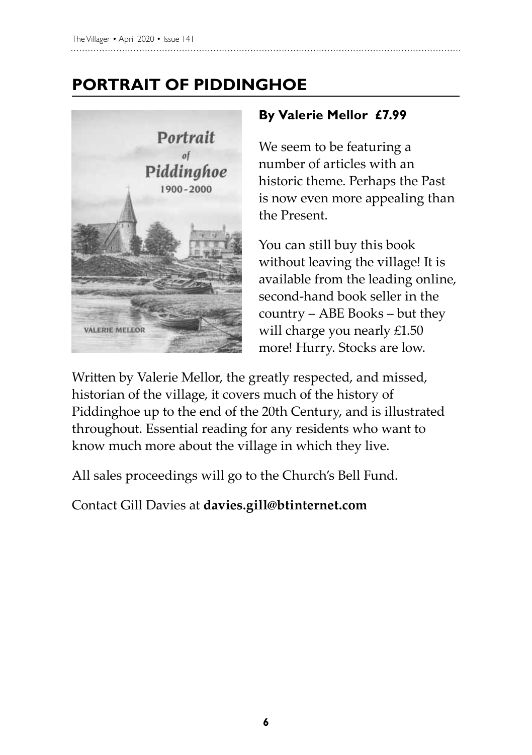# PORTRAIT OF PIDDINGHOE

**By Valerie Mellor £7.99**

We seem to be featuring a number of articles with an historic theme. Perhaps the Past is now even more appealing than the Present.

You can still buy this book without leaving the village! It is available from the leading online, second-hand book seller in the country – ABE Books – but they will charge you nearly £1.50 more! Hurry. Stocks are low.

Written by Valerie Mellor, the greatly respected, and missed, historian of the village, it covers much of the history of Piddinghoe up to the end of the 20th Century, and is illustrated throughout. Essential reading for any residents who want to know much more about the village in which they live.

All sales proceedings will go to the Church's Bell Fund.

Contact Gill Davies at **davies.gill@btinternet.com**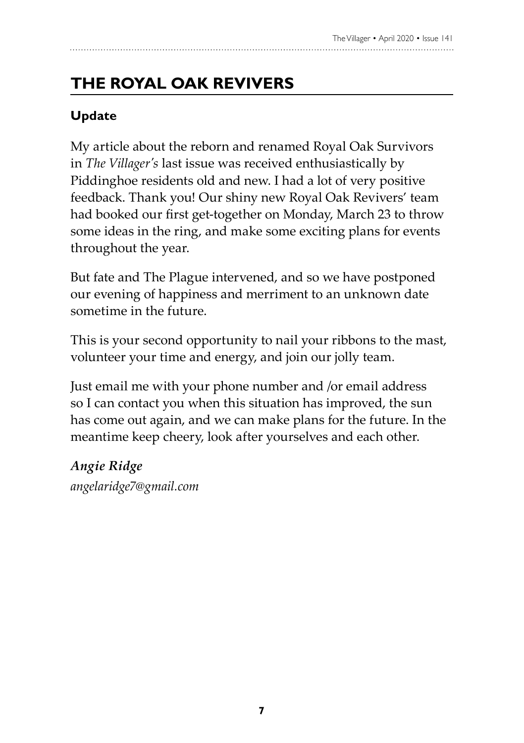# THE ROYAL OAK REVIVERS

### Update

My article about the reborn and renamed Royal Oak Survivors in *The Villager's* last issue was received enthusiastically by Piddinghoe residents old and new. I had a lot of very positive feedback. Thank you! Our shiny new Royal Oak Revivers' team had booked our first get-together on Monday, March 23 to throw some ideas in the ring, and make some exciting plans for events throughout the year.

But fate and The Plague intervened, and so we have postponed our evening of happiness and merriment to an unknown date sometime in the future.

This is your second opportunity to nail your ribbons to the mast, volunteer your time and energy, and join our jolly team.

Just email me with your phone number and /or email address so I can contact you when this situation has improved, the sun has come out again, and we can make plans for the future. In the meantime keep cheery, look after yourselves and each other.

***Angie Ridge***
*angelaridge7@gmail.com*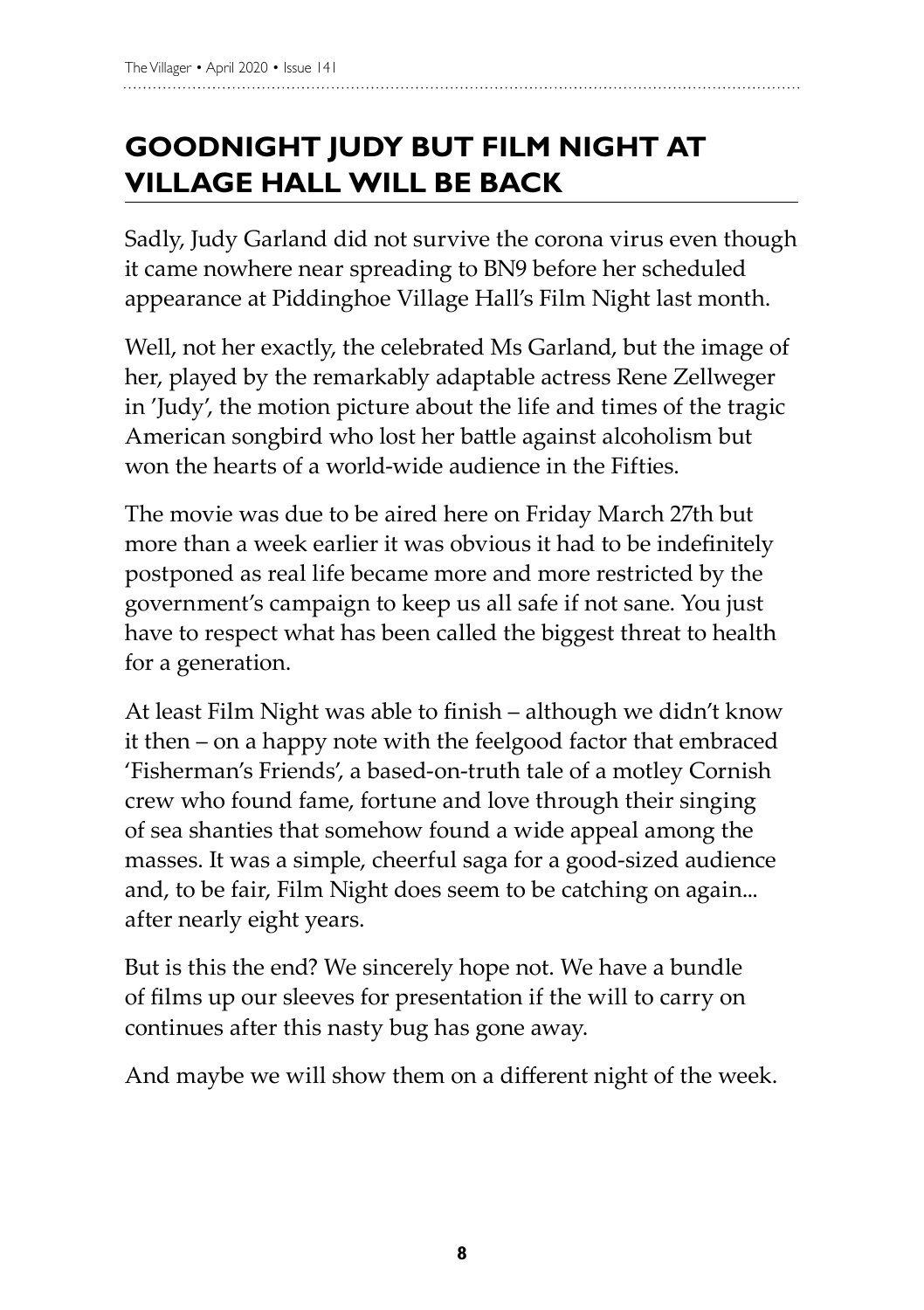## GOODNIGHT JUDY BUT FILM NIGHT AT VILLAGE HALL WILL BE BACK

Sadly, Judy Garland did not survive the corona virus even though it came nowhere near spreading to BN9 before her scheduled appearance at Piddinghoe Village Hall's Film Night last month.

Well, not her exactly, the celebrated Ms Garland, but the image of her, played by the remarkably adaptable actress Rene Zellweger in 'Judy', the motion picture about the life and times of the tragic American songbird who lost her battle against alcoholism but won the hearts of a world-wide audience in the Fifties.

The movie was due to be aired here on Friday March 27th but more than a week earlier it was obvious it had to be indefinitely postponed as real life became more and more restricted by the government's campaign to keep us all safe if not sane. You just have to respect what has been called the biggest threat to health for a generation.

At least Film Night was able to finish – although we didn't know it then – on a happy note with the feelgood factor that embraced 'Fisherman's Friends', a based-on-truth tale of a motley Cornish crew who found fame, fortune and love through their singing of sea shanties that somehow found a wide appeal among the masses. It was a simple, cheerful saga for a good-sized audience and, to be fair, Film Night does seem to be catching on again... after nearly eight years.

But is this the end? We sincerely hope not. We have a bundle of films up our sleeves for presentation if the will to carry on continues after this nasty bug has gone away.

And maybe we will show them on a different night of the week.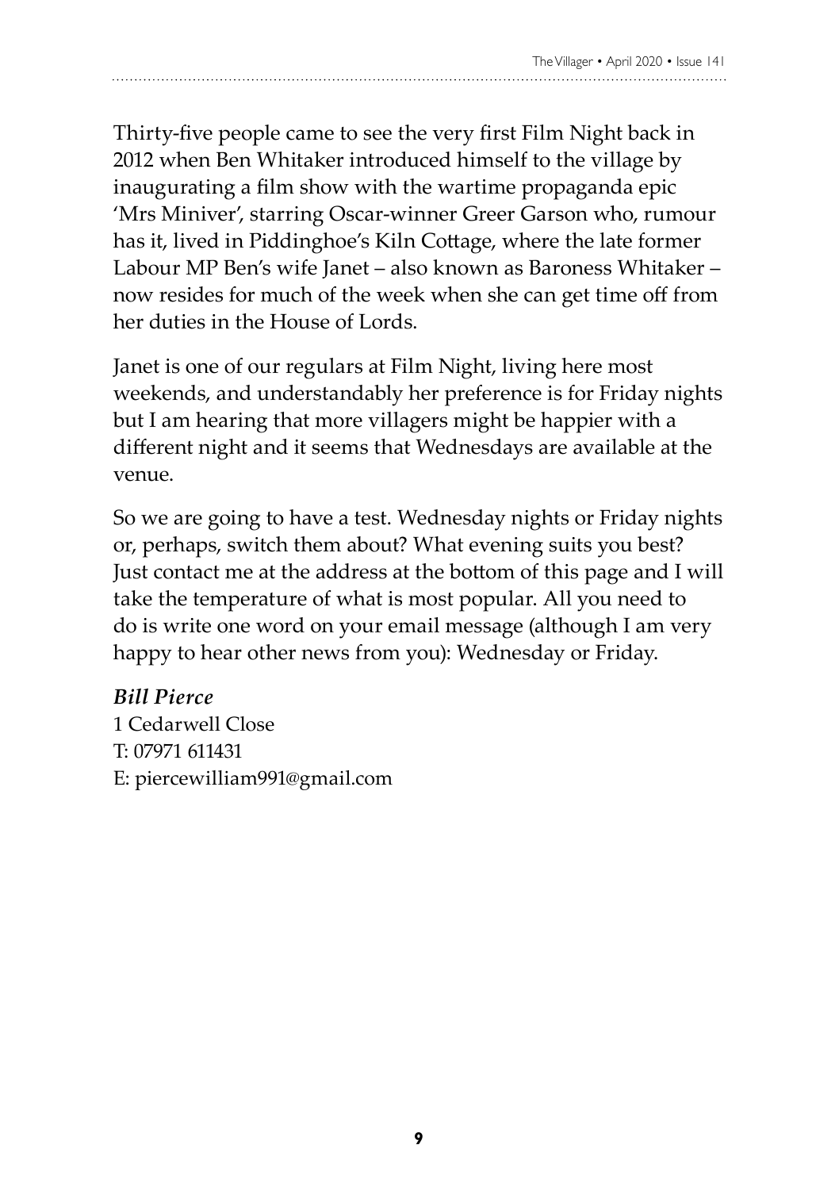Thirty-five people came to see the very first Film Night back in 2012 when Ben Whitaker introduced himself to the village by inaugurating a film show with the wartime propaganda epic 'Mrs Miniver', starring Oscar-winner Greer Garson who, rumour has it, lived in Piddinghoe's Kiln Cottage, where the late former Labour MP Ben's wife Janet – also known as Baroness Whitaker – now resides for much of the week when she can get time off from her duties in the House of Lords.

Janet is one of our regulars at Film Night, living here most weekends, and understandably her preference is for Friday nights but I am hearing that more villagers might be happier with a different night and it seems that Wednesdays are available at the venue.

So we are going to have a test. Wednesday nights or Friday nights or, perhaps, switch them about? What evening suits you best? Just contact me at the address at the bottom of this page and I will take the temperature of what is most popular. All you need to do is write one word on your email message (although I am very happy to hear other news from you): Wednesday or Friday.

***Bill Pierce***
1 Cedarwell Close
T: 07971 611431
E: piercewilliam991@gmail.com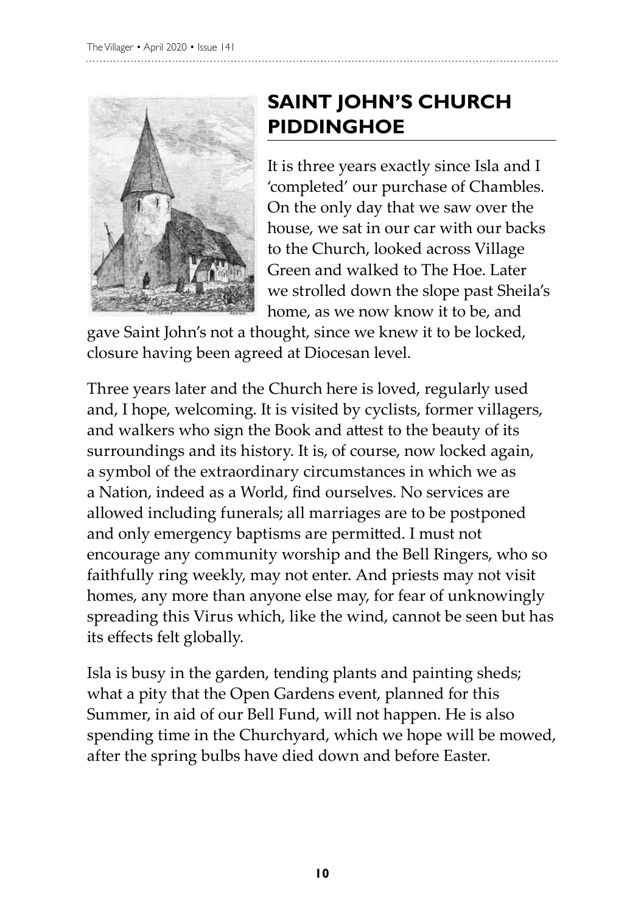# SAINT JOHN'S CHURCH PIDDINGHOE

It is three years exactly since Isla and I 'completed' our purchase of Chambles. On the only day that we saw over the house, we sat in our car with our backs to the Church, looked across Village Green and walked to The Hoe. Later we strolled down the slope past Sheila's home, as we now know it to be, and gave Saint John's not a thought, since we knew it to be locked, closure having been agreed at Diocesan level.

Three years later and the Church here is loved, regularly used and, I hope, welcoming. It is visited by cyclists, former villagers, and walkers who sign the Book and attest to the beauty of its surroundings and its history. It is, of course, now locked again, a symbol of the extraordinary circumstances in which we as a Nation, indeed as a World, find ourselves. No services are allowed including funerals; all marriages are to be postponed and only emergency baptisms are permitted. I must not encourage any community worship and the Bell Ringers, who so faithfully ring weekly, may not enter. And priests may not visit homes, any more than anyone else may, for fear of unknowingly spreading this Virus which, like the wind, cannot be seen but has its effects felt globally.

Isla is busy in the garden, tending plants and painting sheds; what a pity that the Open Gardens event, planned for this Summer, in aid of our Bell Fund, will not happen. He is also spending time in the Churchyard, which we hope will be mowed, after the spring bulbs have died down and before Easter.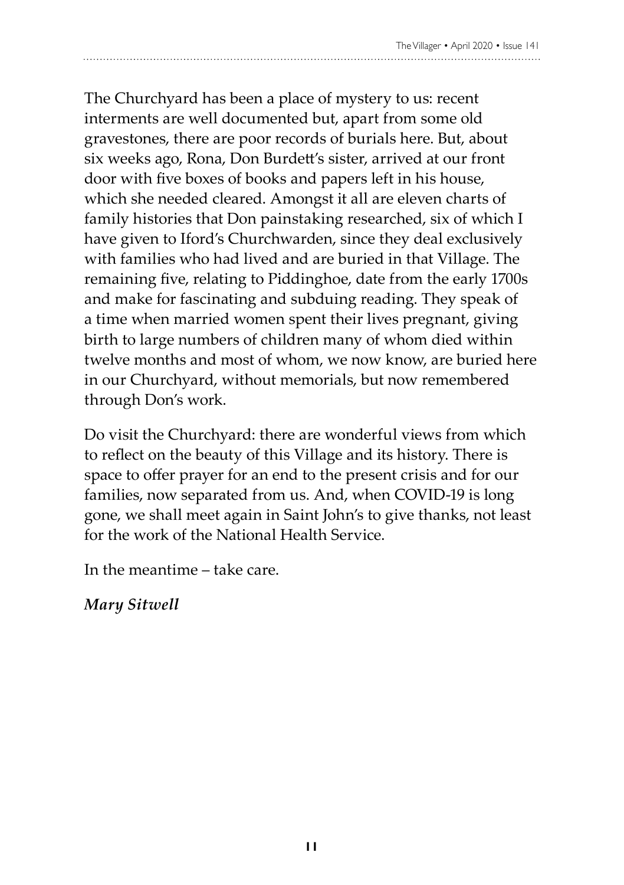The Churchyard has been a place of mystery to us: recent interments are well documented but, apart from some old gravestones, there are poor records of burials here. But, about six weeks ago, Rona, Don Burdett's sister, arrived at our front door with five boxes of books and papers left in his house, which she needed cleared. Amongst it all are eleven charts of family histories that Don painstaking researched, six of which I have given to Iford's Churchwarden, since they deal exclusively with families who had lived and are buried in that Village. The remaining five, relating to Piddinghoe, date from the early 1700s and make for fascinating and subduing reading. They speak of a time when married women spent their lives pregnant, giving birth to large numbers of children many of whom died within twelve months and most of whom, we now know, are buried here in our Churchyard, without memorials, but now remembered through Don's work.

Do visit the Churchyard: there are wonderful views from which to reflect on the beauty of this Village and its history. There is space to offer prayer for an end to the present crisis and for our families, now separated from us. And, when COVID-19 is long gone, we shall meet again in Saint John's to give thanks, not least for the work of the National Health Service.

In the meantime – take care.

***Mary Sitwell***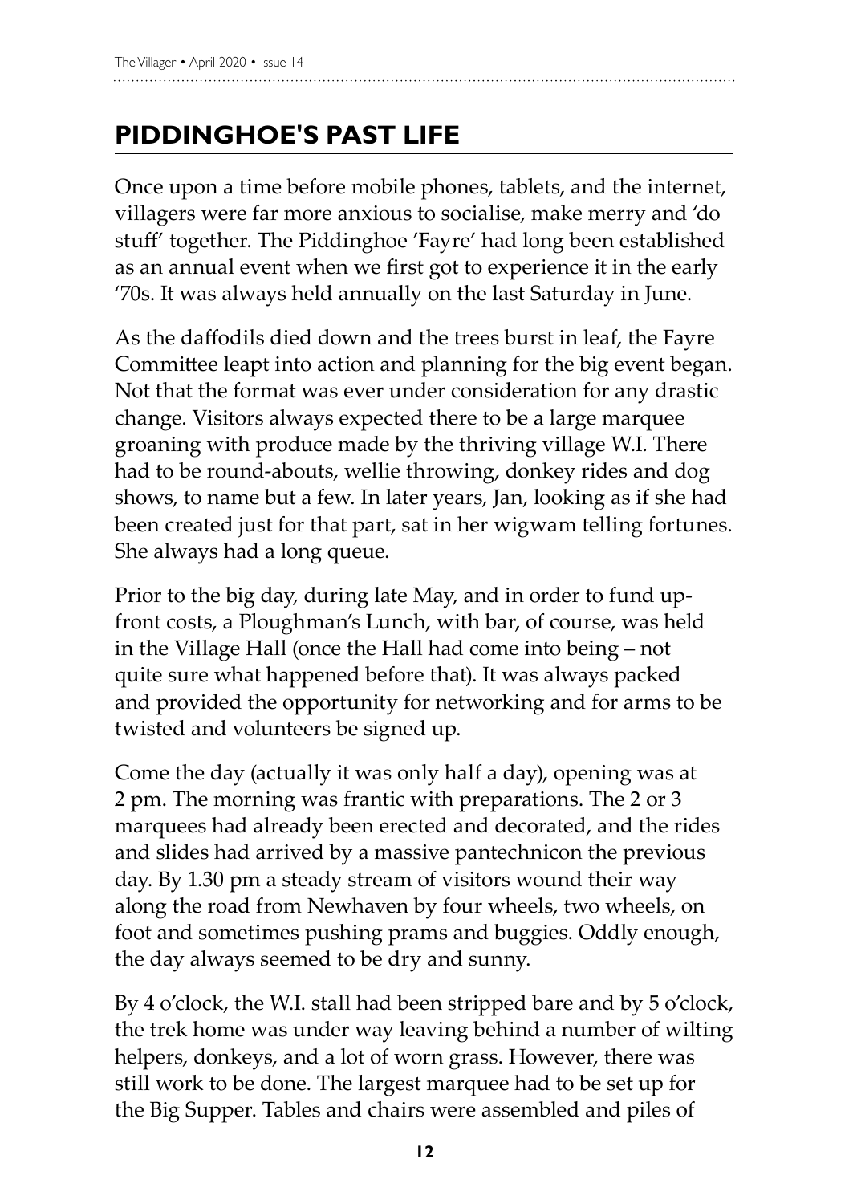# PIDDINGHOE'S PAST LIFE

Once upon a time before mobile phones, tablets, and the internet, villagers were far more anxious to socialise, make merry and 'do stuff' together. The Piddinghoe 'Fayre' had long been established as an annual event when we first got to experience it in the early '70s. It was always held annually on the last Saturday in June.

As the daffodils died down and the trees burst in leaf, the Fayre Committee leapt into action and planning for the big event began. Not that the format was ever under consideration for any drastic change. Visitors always expected there to be a large marquee groaning with produce made by the thriving village W.I. There had to be round-abouts, wellie throwing, donkey rides and dog shows, to name but a few. In later years, Jan, looking as if she had been created just for that part, sat in her wigwam telling fortunes. She always had a long queue.

Prior to the big day, during late May, and in order to fund up-front costs, a Ploughman's Lunch, with bar, of course, was held in the Village Hall (once the Hall had come into being – not quite sure what happened before that). It was always packed and provided the opportunity for networking and for arms to be twisted and volunteers be signed up.

Come the day (actually it was only half a day), opening was at 2 pm. The morning was frantic with preparations. The 2 or 3 marquees had already been erected and decorated, and the rides and slides had arrived by a massive pantechnicon the previous day. By 1.30 pm a steady stream of visitors wound their way along the road from Newhaven by four wheels, two wheels, on foot and sometimes pushing prams and buggies. Oddly enough, the day always seemed to be dry and sunny.

By 4 o'clock, the W.I. stall had been stripped bare and by 5 o'clock, the trek home was under way leaving behind a number of wilting helpers, donkeys, and a lot of worn grass. However, there was still work to be done. The largest marquee had to be set up for the Big Supper. Tables and chairs were assembled and piles of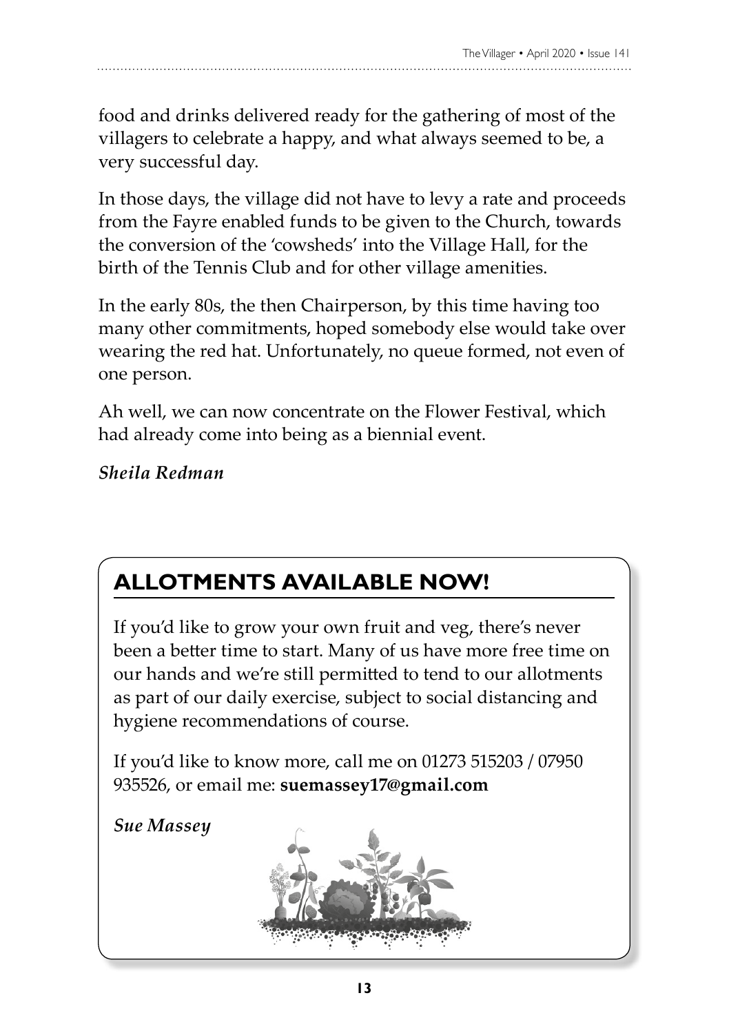food and drinks delivered ready for the gathering of most of the villagers to celebrate a happy, and what always seemed to be, a very successful day.

In those days, the village did not have to levy a rate and proceeds from the Fayre enabled funds to be given to the Church, towards the conversion of the 'cowsheds' into the Village Hall, for the birth of the Tennis Club and for other village amenities.

In the early 80s, the then Chairperson, by this time having too many other commitments, hoped somebody else would take over wearing the red hat. Unfortunately, no queue formed, not even of one person.

Ah well, we can now concentrate on the Flower Festival, which had already come into being as a biennial event.

*Sheila Redman*

## ALLOTMENTS AVAILABLE NOW!

If you'd like to grow your own fruit and veg, there's never been a better time to start. Many of us have more free time on our hands and we're still permitted to tend to our allotments as part of our daily exercise, subject to social distancing and hygiene recommendations of course.

If you'd like to know more, call me on 01273 515203 / 07950 935526, or email me: **suemassey17@gmail.com**

*Sue Massey*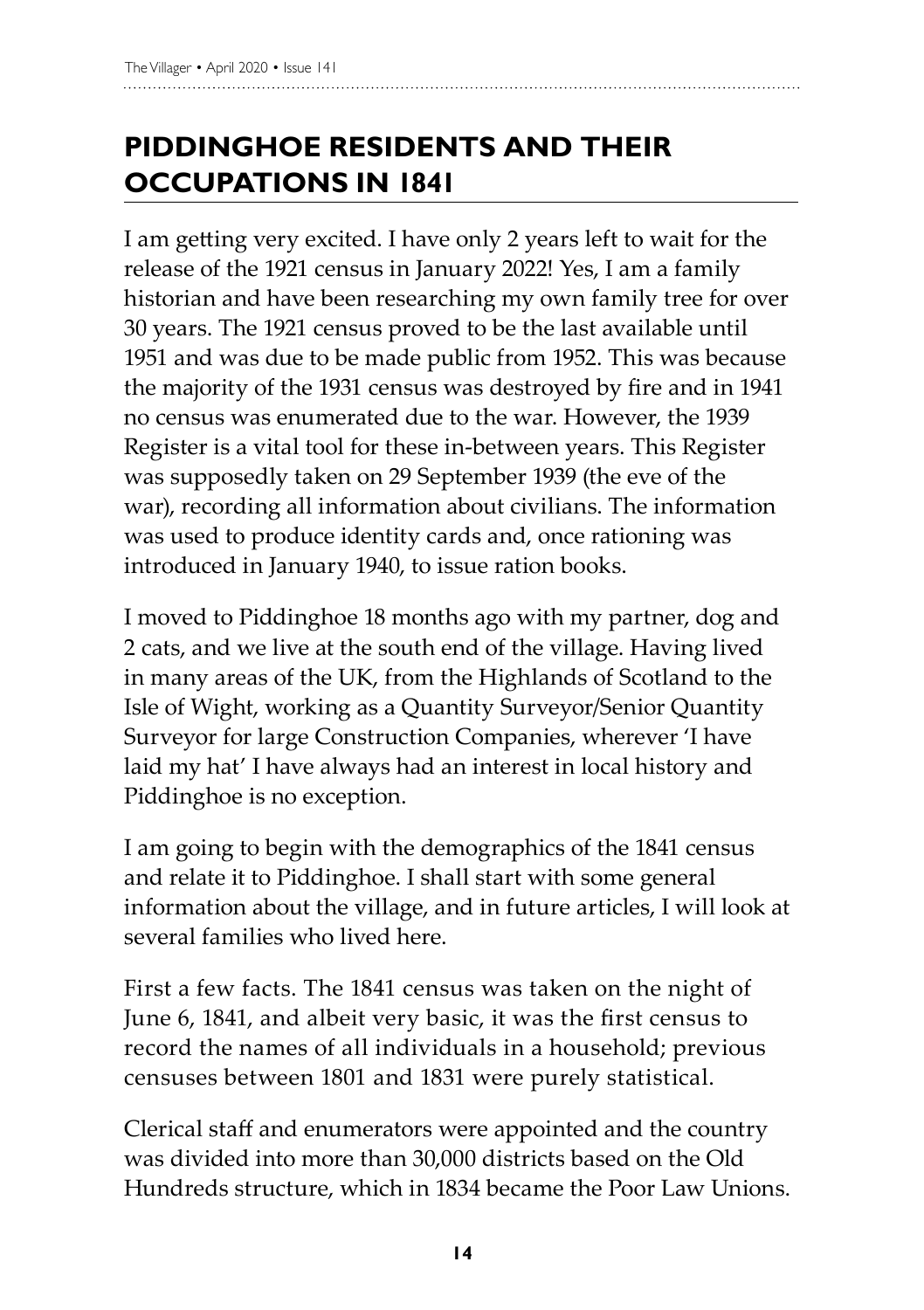## PIDDINGHOE RESIDENTS AND THEIR OCCUPATIONS IN 1841

I am getting very excited. I have only 2 years left to wait for the release of the 1921 census in January 2022! Yes, I am a family historian and have been researching my own family tree for over 30 years. The 1921 census proved to be the last available until 1951 and was due to be made public from 1952. This was because the majority of the 1931 census was destroyed by fire and in 1941 no census was enumerated due to the war. However, the 1939 Register is a vital tool for these in-between years. This Register was supposedly taken on 29 September 1939 (the eve of the war), recording all information about civilians. The information was used to produce identity cards and, once rationing was introduced in January 1940, to issue ration books.

I moved to Piddinghoe 18 months ago with my partner, dog and 2 cats, and we live at the south end of the village. Having lived in many areas of the UK, from the Highlands of Scotland to the Isle of Wight, working as a Quantity Surveyor/Senior Quantity Surveyor for large Construction Companies, wherever 'I have laid my hat' I have always had an interest in local history and Piddinghoe is no exception.

I am going to begin with the demographics of the 1841 census and relate it to Piddinghoe. I shall start with some general information about the village, and in future articles, I will look at several families who lived here.

First a few facts. The 1841 census was taken on the night of June 6, 1841, and albeit very basic, it was the first census to record the names of all individuals in a household; previous censuses between 1801 and 1831 were purely statistical.

Clerical staff and enumerators were appointed and the country was divided into more than 30,000 districts based on the Old Hundreds structure, which in 1834 became the Poor Law Unions.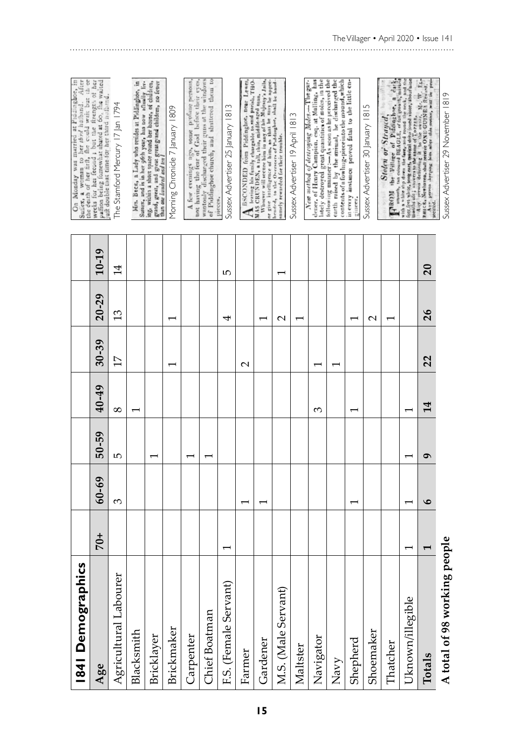## 1841 Demographics

| Age | 70+ | 60-69 | 50-59 | 40-49 | 30-39 | 20-29 | 10-19 |
|---|---|---|---|---|---|---|---|
| Agricultural Labourer | | 3 | 5 | 8 | 17 | 13 | 14 |
| Blacksmith | | | | 1 | | | |
| Bricklayer | | | 1 | | | | |
| Brickmaker | | | | | 1 | 1 | |
| Carpenter | | | 1 | | | | |
| Chief Boatman | | | 1 | | | | |
| F.S. (Female Servant) | 1 | | | | | 4 | 5 |
| Farmer | | 1 | | | 2 | | |
| Gardener | | 1 | | | | 1 | |
| M.S. (Male Servant) | | | | | | 2 | 1 |
| Maltster | | | | | | 1 | |
| Navigator | | | | 3 | 1 | | |
| Navy | | | | | 1 | | |
| Shepherd | | 1 | | 1 | | 1 | |
| Shoemaker | | | | | | 2 | |
| Thatcher | | | | | | 1 | |
| Uknown/illegible | 1 | 1 | 1 | 1 | | | |
| **Totals** | **1** | **6** | **9** | **14** | **22** | **26** | **20** |

**A total of 98 working people**

On Monday was married at Piddinghoe, in Sussex, a woman to her *third* husband. After the death of her first, she could wait but three weeks for her second; but the strength of her passion being somewhat abated at 60, she waited just double that time for her third husband.

The Stamford Mercury 17 Jan 1794

Mrs. Beck, a Lady who resides at Piddinghoe, in Sussex, and is in her 96th year, has now actually living, within a short space round her house, of children, grand, great, and great great grand children, no fewer than *one hundred and ten!*

Morning Chronicle 7 January 1809

A few evenings ago, some profane persons, not having the fear of God before their eyes, wantonly discharged their guns at the windows of Piddinghoe church, and shattered them to pieces.

Sussex Advertiser 25 January 1813

ABSCONDED from Piddinghoe, near Lewes, leaving his family chargeable to said parish, THOMAS CRUNDEN, a tall, thin, middle-aged man. Whoever will secure him in any of his Majesty's Jails, or give intelligence of him, so that he may be apprehended, to the Overseers of Piddinghoe, shall be handsomely rewarded for their trouble.

Sussex Advertiser 19 April 1813

*New method of destroying Moles.*—The gardener, of Henry Campion, esq. at Malling, has lately destroyed great quantities of moles, in the following manner:—As soon as he perceived the earth raised by the animal, he discharged the contents of a fowling-piece into the mound, which in every instance proved fatal to the little engineer.

Sussex Advertiser 30 January 1815

*Stolen or Strayed,*

FROM the Village of Piddinghoe, a dark, smooth, tan coloured BEAGLE, of full growth, marked with a white slip down the face, and round the neck, and the fore feet white, long ears, about months old; answers to the name of TOPPER.

Any person delivering it to the owner, Mr. W. ELPHICK, Newhaven, shall receive ONE GUINEA Reward.

Any person keeping him after this notice, will be prosecuted.

Sussex Advertiser 29 November 1819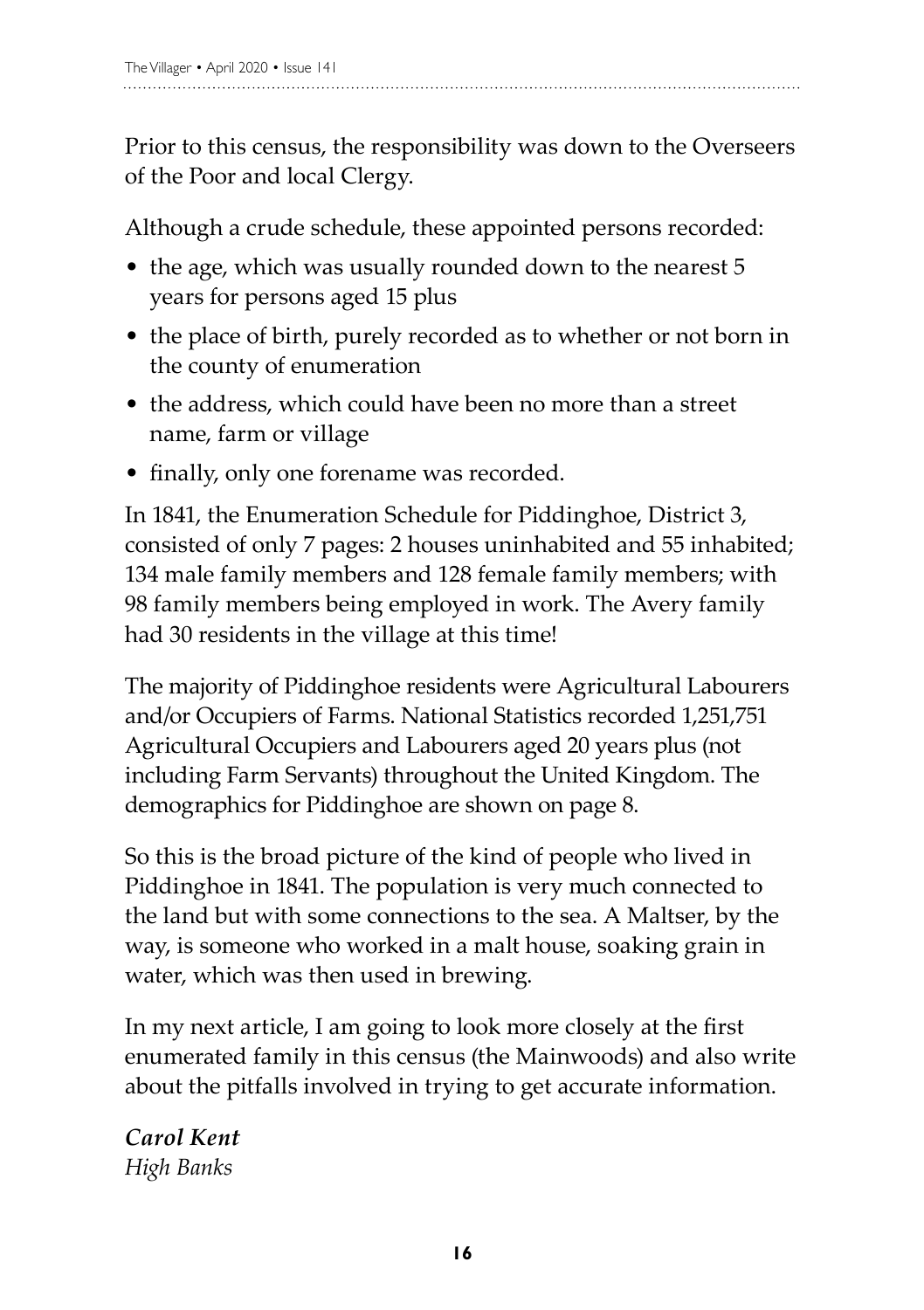Prior to this census, the responsibility was down to the Overseers of the Poor and local Clergy.

Although a crude schedule, these appointed persons recorded:

- the age, which was usually rounded down to the nearest 5 years for persons aged 15 plus
- the place of birth, purely recorded as to whether or not born in the county of enumeration
- the address, which could have been no more than a street name, farm or village
- finally, only one forename was recorded.

In 1841, the Enumeration Schedule for Piddinghoe, District 3, consisted of only 7 pages: 2 houses uninhabited and 55 inhabited; 134 male family members and 128 female family members; with 98 family members being employed in work. The Avery family had 30 residents in the village at this time!

The majority of Piddinghoe residents were Agricultural Labourers and/or Occupiers of Farms. National Statistics recorded 1,251,751 Agricultural Occupiers and Labourers aged 20 years plus (not including Farm Servants) throughout the United Kingdom. The demographics for Piddinghoe are shown on page 8.

So this is the broad picture of the kind of people who lived in Piddinghoe in 1841. The population is very much connected to the land but with some connections to the sea. A Maltser, by the way, is someone who worked in a malt house, soaking grain in water, which was then used in brewing.

In my next article, I am going to look more closely at the first enumerated family in this census (the Mainwoods) and also write about the pitfalls involved in trying to get accurate information.

***Carol Kent***
*High Banks*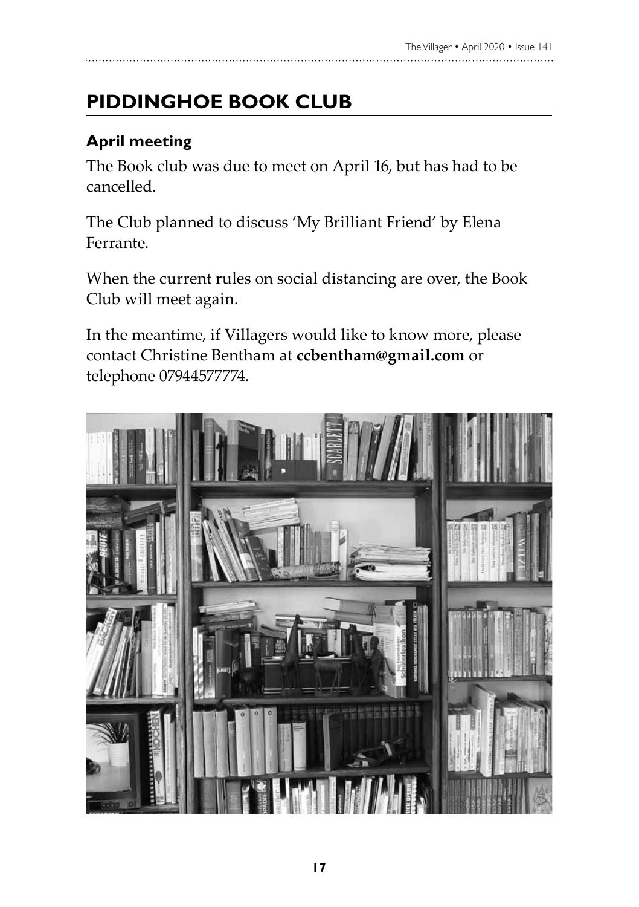## PIDDINGHOE BOOK CLUB

### April meeting

The Book club was due to meet on April 16, but has had to be cancelled.

The Club planned to discuss 'My Brilliant Friend' by Elena Ferrante.

When the current rules on social distancing are over, the Book Club will meet again.

In the meantime, if Villagers would like to know more, please contact Christine Bentham at **ccbentham@gmail.com** or telephone 07944577774.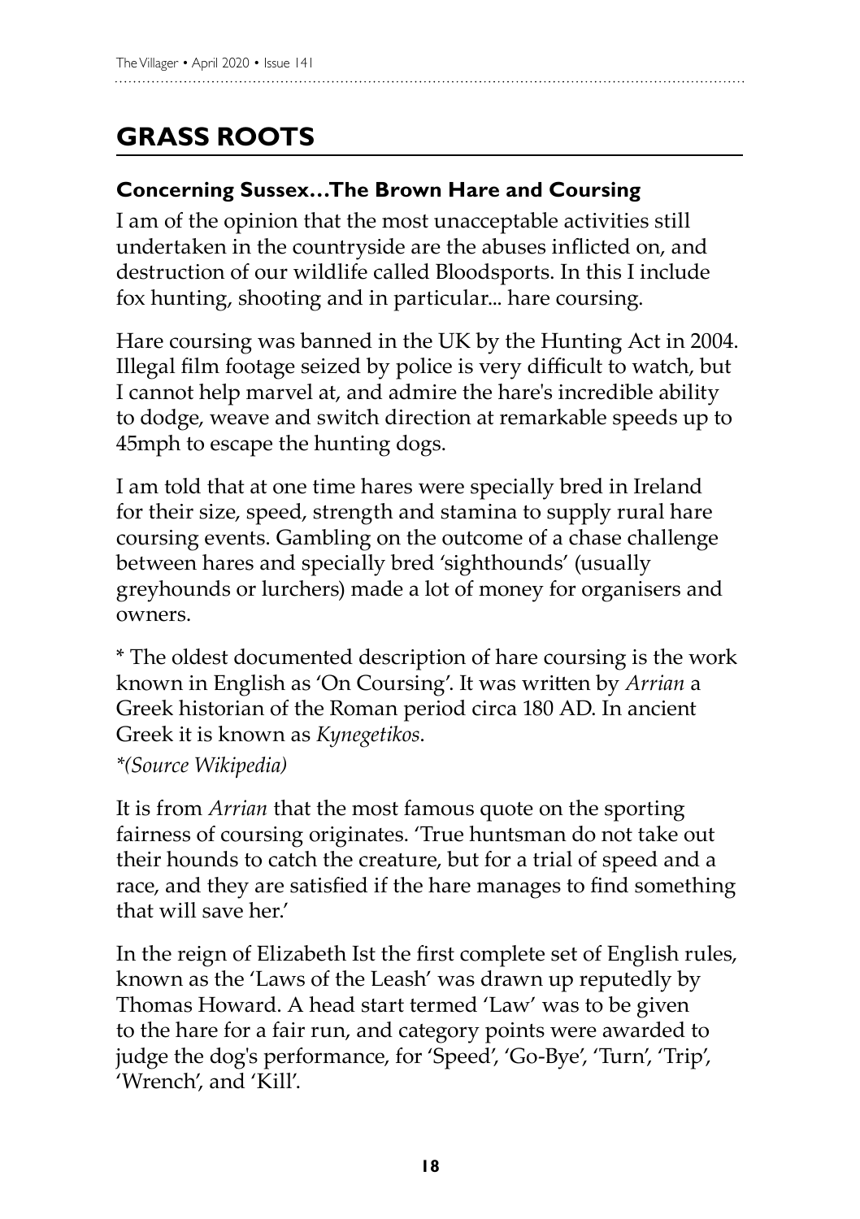# GRASS ROOTS

### Concerning Sussex…The Brown Hare and Coursing

I am of the opinion that the most unacceptable activities still undertaken in the countryside are the abuses inflicted on, and destruction of our wildlife called Bloodsports. In this I include fox hunting, shooting and in particular... hare coursing.

Hare coursing was banned in the UK by the Hunting Act in 2004. Illegal film footage seized by police is very difficult to watch, but I cannot help marvel at, and admire the hare's incredible ability to dodge, weave and switch direction at remarkable speeds up to 45mph to escape the hunting dogs.

I am told that at one time hares were specially bred in Ireland for their size, speed, strength and stamina to supply rural hare coursing events. Gambling on the outcome of a chase challenge between hares and specially bred 'sighthounds' (usually greyhounds or lurchers) made a lot of money for organisers and owners.

* The oldest documented description of hare coursing is the work known in English as 'On Coursing'. It was written by *Arrian* a Greek historian of the Roman period circa 180 AD. In ancient Greek it is known as *Kynegetikos*.

*\*(Source Wikipedia)*

It is from *Arrian* that the most famous quote on the sporting fairness of coursing originates. 'True huntsman do not take out their hounds to catch the creature, but for a trial of speed and a race, and they are satisfied if the hare manages to find something that will save her.'

In the reign of Elizabeth Ist the first complete set of English rules, known as the 'Laws of the Leash' was drawn up reputedly by Thomas Howard. A head start termed 'Law' was to be given to the hare for a fair run, and category points were awarded to judge the dog's performance, for 'Speed', 'Go-Bye', 'Turn', 'Trip', 'Wrench', and 'Kill'.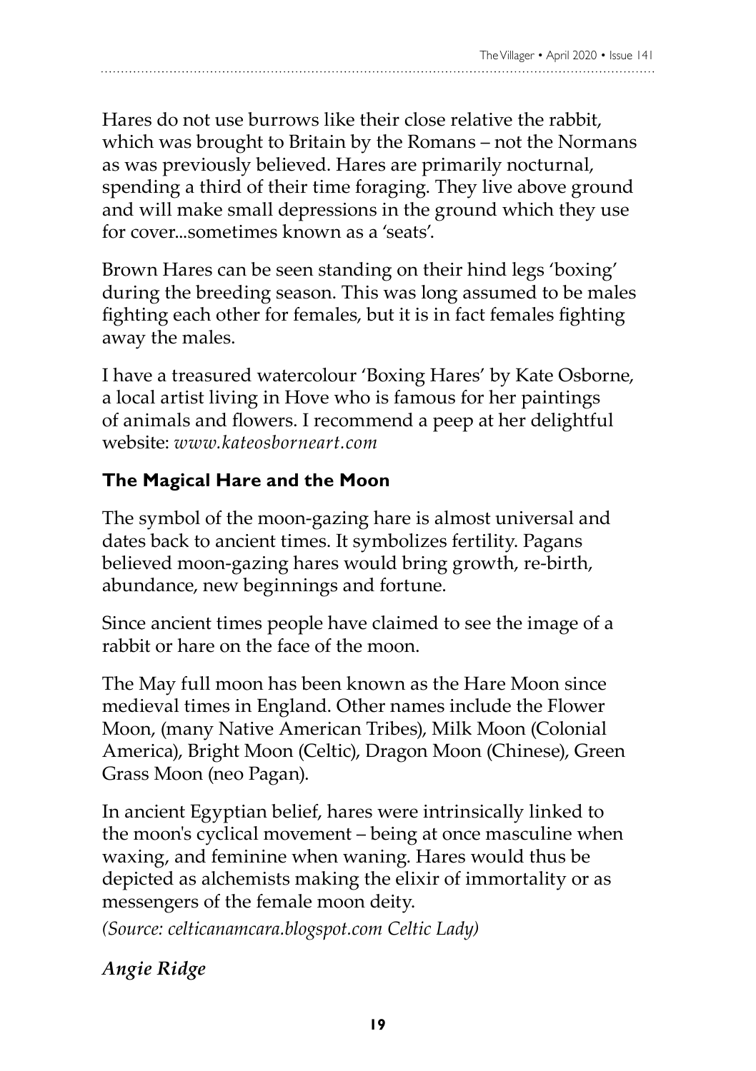Hares do not use burrows like their close relative the rabbit, which was brought to Britain by the Romans – not the Normans as was previously believed. Hares are primarily nocturnal, spending a third of their time foraging. They live above ground and will make small depressions in the ground which they use for cover...sometimes known as a 'seats'.

Brown Hares can be seen standing on their hind legs 'boxing' during the breeding season. This was long assumed to be males fighting each other for females, but it is in fact females fighting away the males.

I have a treasured watercolour 'Boxing Hares' by Kate Osborne, a local artist living in Hove who is famous for her paintings of animals and flowers. I recommend a peep at her delightful website: *www.kateosborneart.com*

### The Magical Hare and the Moon

The symbol of the moon-gazing hare is almost universal and dates back to ancient times. It symbolizes fertility. Pagans believed moon-gazing hares would bring growth, re-birth, abundance, new beginnings and fortune.

Since ancient times people have claimed to see the image of a rabbit or hare on the face of the moon.

The May full moon has been known as the Hare Moon since medieval times in England. Other names include the Flower Moon, (many Native American Tribes), Milk Moon (Colonial America), Bright Moon (Celtic), Dragon Moon (Chinese), Green Grass Moon (neo Pagan).

In ancient Egyptian belief, hares were intrinsically linked to the moon's cyclical movement – being at once masculine when waxing, and feminine when waning. Hares would thus be depicted as alchemists making the elixir of immortality or as messengers of the female moon deity.

*(Source: celticanamcara.blogspot.com Celtic Lady)*

***Angie Ridge***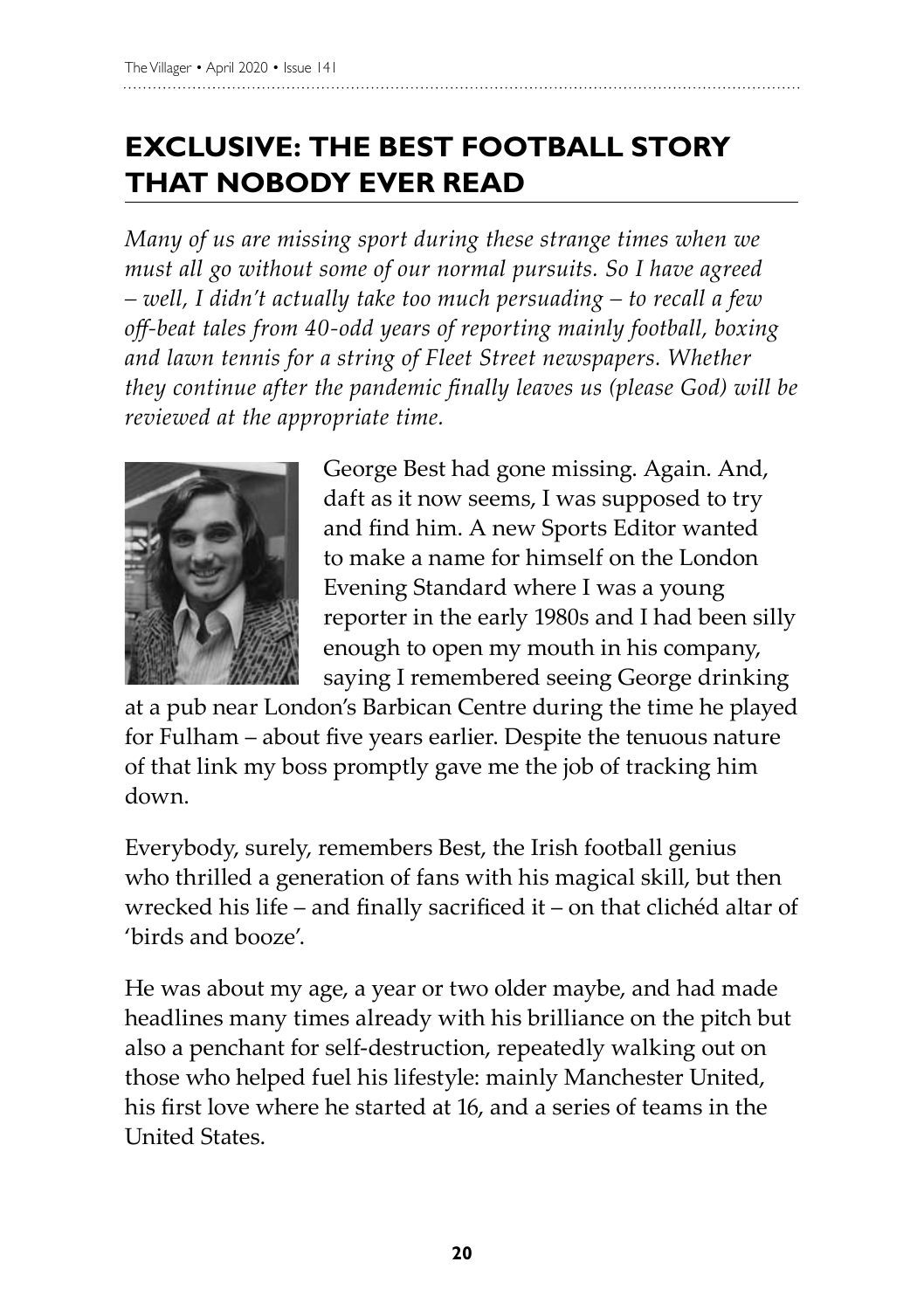# EXCLUSIVE: THE BEST FOOTBALL STORY THAT NOBODY EVER READ

*Many of us are missing sport during these strange times when we must all go without some of our normal pursuits. So I have agreed – well, I didn't actually take too much persuading – to recall a few off-beat tales from 40-odd years of reporting mainly football, boxing and lawn tennis for a string of Fleet Street newspapers. Whether they continue after the pandemic finally leaves us (please God) will be reviewed at the appropriate time.*

George Best had gone missing. Again. And, daft as it now seems, I was supposed to try and find him. A new Sports Editor wanted to make a name for himself on the London Evening Standard where I was a young reporter in the early 1980s and I had been silly enough to open my mouth in his company, saying I remembered seeing George drinking at a pub near London's Barbican Centre during the time he played for Fulham – about five years earlier. Despite the tenuous nature of that link my boss promptly gave me the job of tracking him down.

Everybody, surely, remembers Best, the Irish football genius who thrilled a generation of fans with his magical skill, but then wrecked his life – and finally sacrificed it – on that clichéd altar of 'birds and booze'.

He was about my age, a year or two older maybe, and had made headlines many times already with his brilliance on the pitch but also a penchant for self-destruction, repeatedly walking out on those who helped fuel his lifestyle: mainly Manchester United, his first love where he started at 16, and a series of teams in the United States.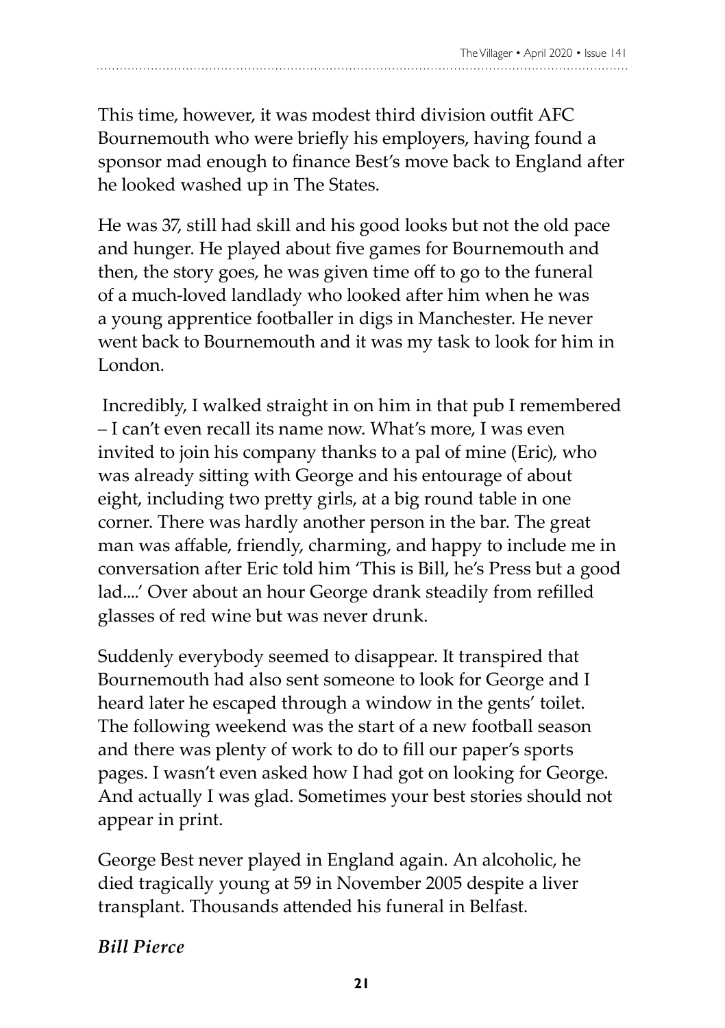This time, however, it was modest third division outfit AFC Bournemouth who were briefly his employers, having found a sponsor mad enough to finance Best's move back to England after he looked washed up in The States.

He was 37, still had skill and his good looks but not the old pace and hunger. He played about five games for Bournemouth and then, the story goes, he was given time off to go to the funeral of a much-loved landlady who looked after him when he was a young apprentice footballer in digs in Manchester. He never went back to Bournemouth and it was my task to look for him in London.

Incredibly, I walked straight in on him in that pub I remembered – I can't even recall its name now. What's more, I was even invited to join his company thanks to a pal of mine (Eric), who was already sitting with George and his entourage of about eight, including two pretty girls, at a big round table in one corner. There was hardly another person in the bar. The great man was affable, friendly, charming, and happy to include me in conversation after Eric told him 'This is Bill, he's Press but a good lad....' Over about an hour George drank steadily from refilled glasses of red wine but was never drunk.

Suddenly everybody seemed to disappear. It transpired that Bournemouth had also sent someone to look for George and I heard later he escaped through a window in the gents' toilet. The following weekend was the start of a new football season and there was plenty of work to do to fill our paper's sports pages. I wasn't even asked how I had got on looking for George. And actually I was glad. Sometimes your best stories should not appear in print.

George Best never played in England again. An alcoholic, he died tragically young at 59 in November 2005 despite a liver transplant. Thousands attended his funeral in Belfast.

***Bill Pierce***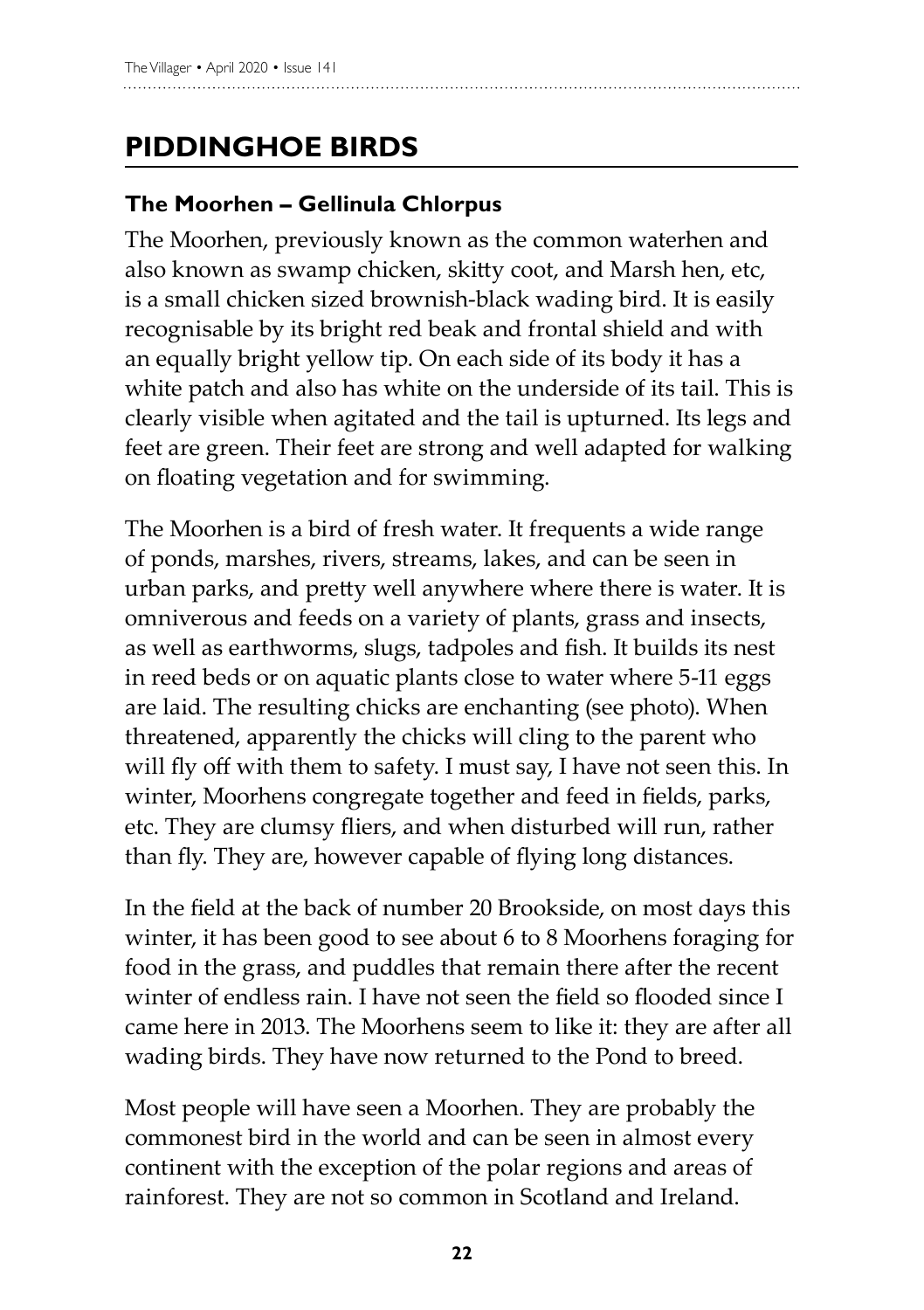# PIDDINGHOE BIRDS

### The Moorhen – Gellinula Chlorpus

The Moorhen, previously known as the common waterhen and also known as swamp chicken, skitty coot, and Marsh hen, etc, is a small chicken sized brownish-black wading bird. It is easily recognisable by its bright red beak and frontal shield and with an equally bright yellow tip. On each side of its body it has a white patch and also has white on the underside of its tail. This is clearly visible when agitated and the tail is upturned. Its legs and feet are green. Their feet are strong and well adapted for walking on floating vegetation and for swimming.

The Moorhen is a bird of fresh water. It frequents a wide range of ponds, marshes, rivers, streams, lakes, and can be seen in urban parks, and pretty well anywhere where there is water. It is omniverous and feeds on a variety of plants, grass and insects, as well as earthworms, slugs, tadpoles and fish. It builds its nest in reed beds or on aquatic plants close to water where 5-11 eggs are laid. The resulting chicks are enchanting (see photo). When threatened, apparently the chicks will cling to the parent who will fly off with them to safety. I must say, I have not seen this. In winter, Moorhens congregate together and feed in fields, parks, etc. They are clumsy fliers, and when disturbed will run, rather than fly. They are, however capable of flying long distances.

In the field at the back of number 20 Brookside, on most days this winter, it has been good to see about 6 to 8 Moorhens foraging for food in the grass, and puddles that remain there after the recent winter of endless rain. I have not seen the field so flooded since I came here in 2013. The Moorhens seem to like it: they are after all wading birds. They have now returned to the Pond to breed.

Most people will have seen a Moorhen. They are probably the commonest bird in the world and can be seen in almost every continent with the exception of the polar regions and areas of rainforest. They are not so common in Scotland and Ireland.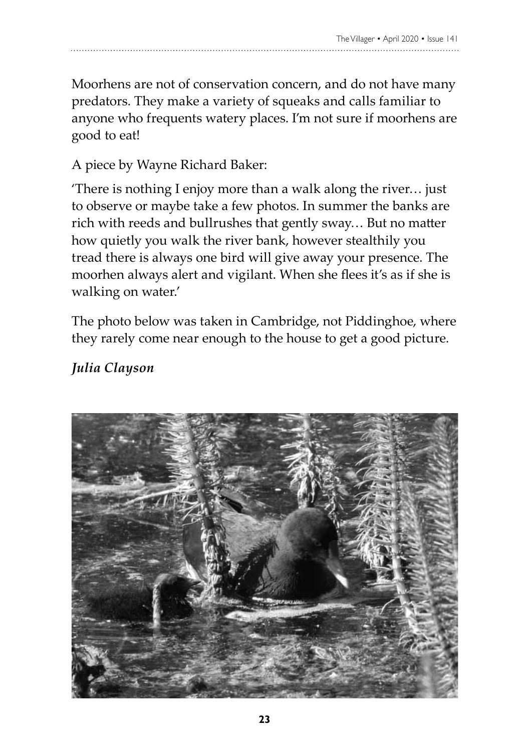Moorhens are not of conservation concern, and do not have many predators. They make a variety of squeaks and calls familiar to anyone who frequents watery places. I'm not sure if moorhens are good to eat!

A piece by Wayne Richard Baker:

'There is nothing I enjoy more than a walk along the river… just to observe or maybe take a few photos. In summer the banks are rich with reeds and bullrushes that gently sway… But no matter how quietly you walk the river bank, however stealthily you tread there is always one bird will give away your presence. The moorhen always alert and vigilant. When she flees it's as if she is walking on water.'

The photo below was taken in Cambridge, not Piddinghoe, where they rarely come near enough to the house to get a good picture.

***Julia Clayson***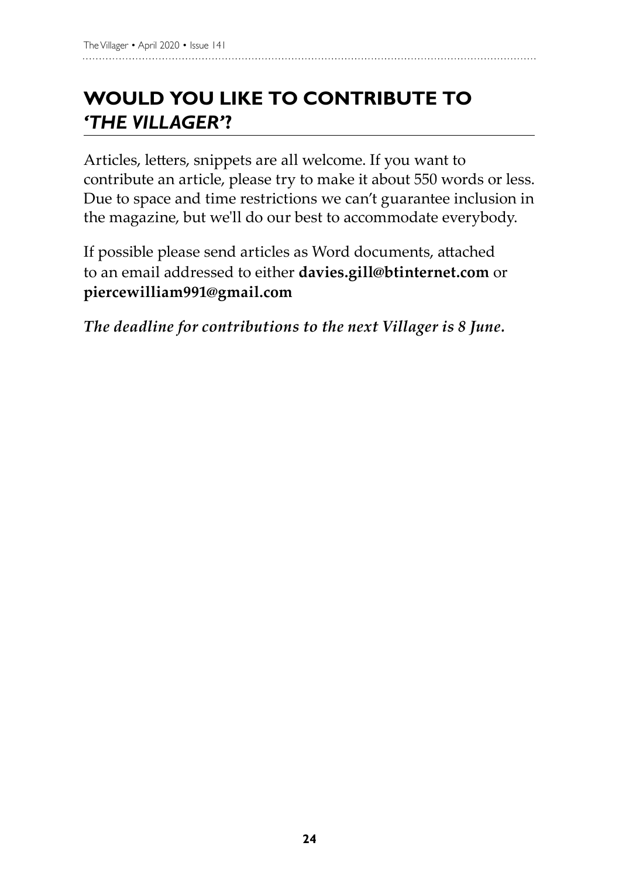## WOULD YOU LIKE TO CONTRIBUTE TO *'THE VILLAGER'*?

Articles, letters, snippets are all welcome. If you want to contribute an article, please try to make it about 550 words or less. Due to space and time restrictions we can't guarantee inclusion in the magazine, but we'll do our best to accommodate everybody.

If possible please send articles as Word documents, attached to an email addressed to either **davies.gill@btinternet.com** or **piercewilliam991@gmail.com**

***The deadline for contributions to the next Villager is 8 June.***